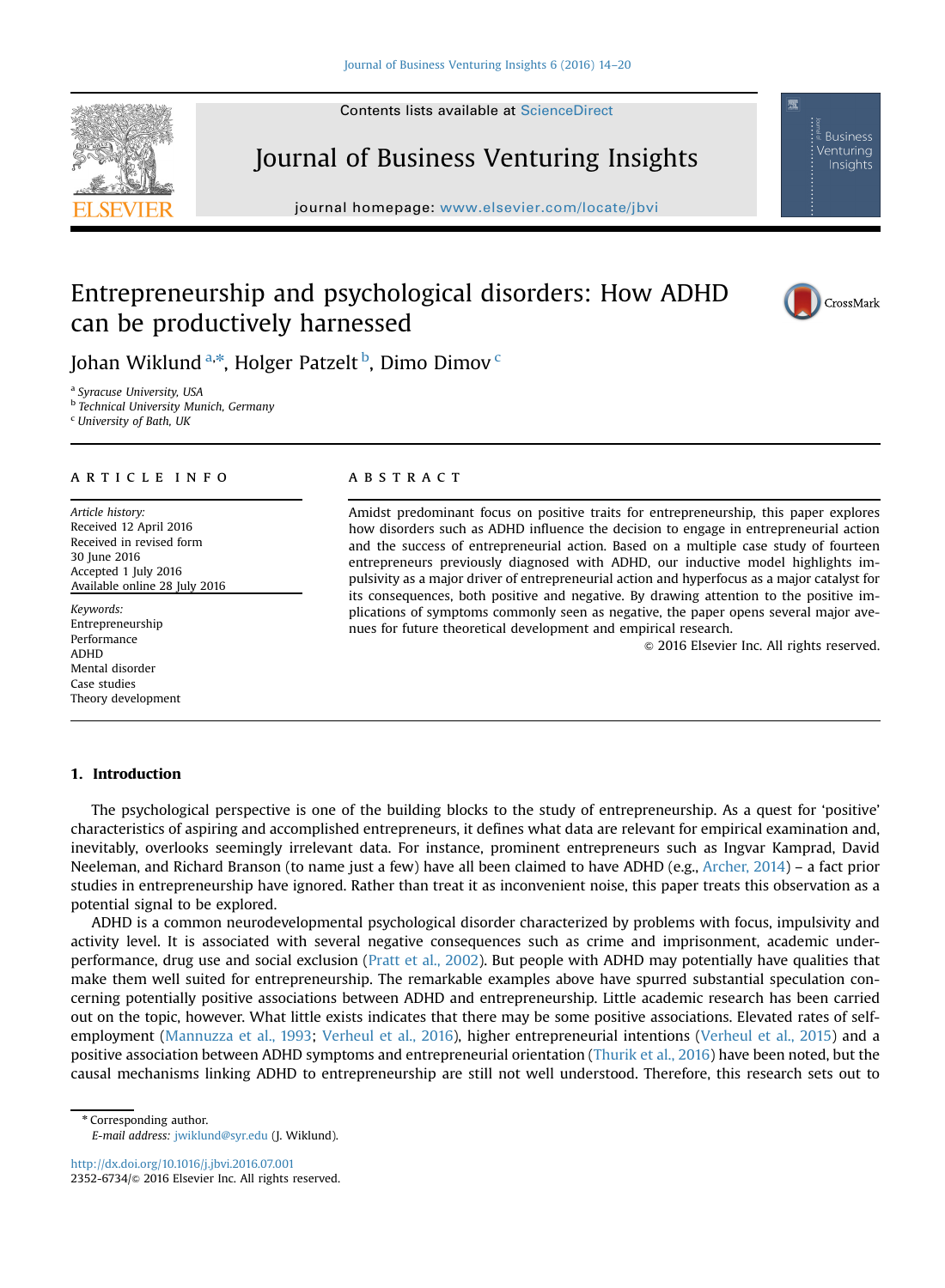# Entrepreneurship and psychological disorders: How ADHD can be productively harnessed

Johan Wiklund[a,*], Holger Patzelt[b], Dimo Dimov[c]

[a] Syracuse University, USA
[b] Technical University Munich, Germany
[c] University of Bath, UK

## ARTICLE INFO

*Article history:*
Received 12 April 2016
Received in revised form
30 June 2016
Accepted 1 July 2016
Available online 28 July 2016

*Keywords:*
Entrepreneurship
Performance
ADHD
Mental disorder
Case studies
Theory development

## ABSTRACT

Amidst predominant focus on positive traits for entrepreneurship, this paper explores how disorders such as ADHD influence the decision to engage in entrepreneurial action and the success of entrepreneurial action. Based on a multiple case study of fourteen entrepreneurs previously diagnosed with ADHD, our inductive model highlights impulsivity as a major driver of entrepreneurial action and hyperfocus as a major catalyst for its consequences, both positive and negative. By drawing attention to the positive implications of symptoms commonly seen as negative, the paper opens several major avenues for future theoretical development and empirical research.

© 2016 Elsevier Inc. All rights reserved.

## 1. Introduction

The psychological perspective is one of the building blocks to the study of entrepreneurship. As a quest for 'positive' characteristics of aspiring and accomplished entrepreneurs, it defines what data are relevant for empirical examination and, inevitably, overlooks seemingly irrelevant data. For instance, prominent entrepreneurs such as Ingvar Kamprad, David Neeleman, and Richard Branson (to name just a few) have all been claimed to have ADHD (e.g., Archer, 2014) – a fact prior studies in entrepreneurship have ignored. Rather than treat it as inconvenient noise, this paper treats this observation as a potential signal to be explored.

ADHD is a common neurodevelopmental psychological disorder characterized by problems with focus, impulsivity and activity level. It is associated with several negative consequences such as crime and imprisonment, academic underperformance, drug use and social exclusion (Pratt et al., 2002). But people with ADHD may potentially have qualities that make them well suited for entrepreneurship. The remarkable examples above have spurred substantial speculation concerning potentially positive associations between ADHD and entrepreneurship. Little academic research has been carried out on the topic, however. What little exists indicates that there may be some positive associations. Elevated rates of self-employment (Mannuzza et al., 1993; Verheul et al., 2016), higher entrepreneurial intentions (Verheul et al., 2015) and a positive association between ADHD symptoms and entrepreneurial orientation (Thurik et al., 2016) have been noted, but the causal mechanisms linking ADHD to entrepreneurship are still not well understood. Therefore, this research sets out to

\* Corresponding author.
*E-mail address:* jwiklund@syr.edu (J. Wiklund).

http://dx.doi.org/10.1016/j.jbvi.2016.07.001
2352-6734/© 2016 Elsevier Inc. All rights reserved.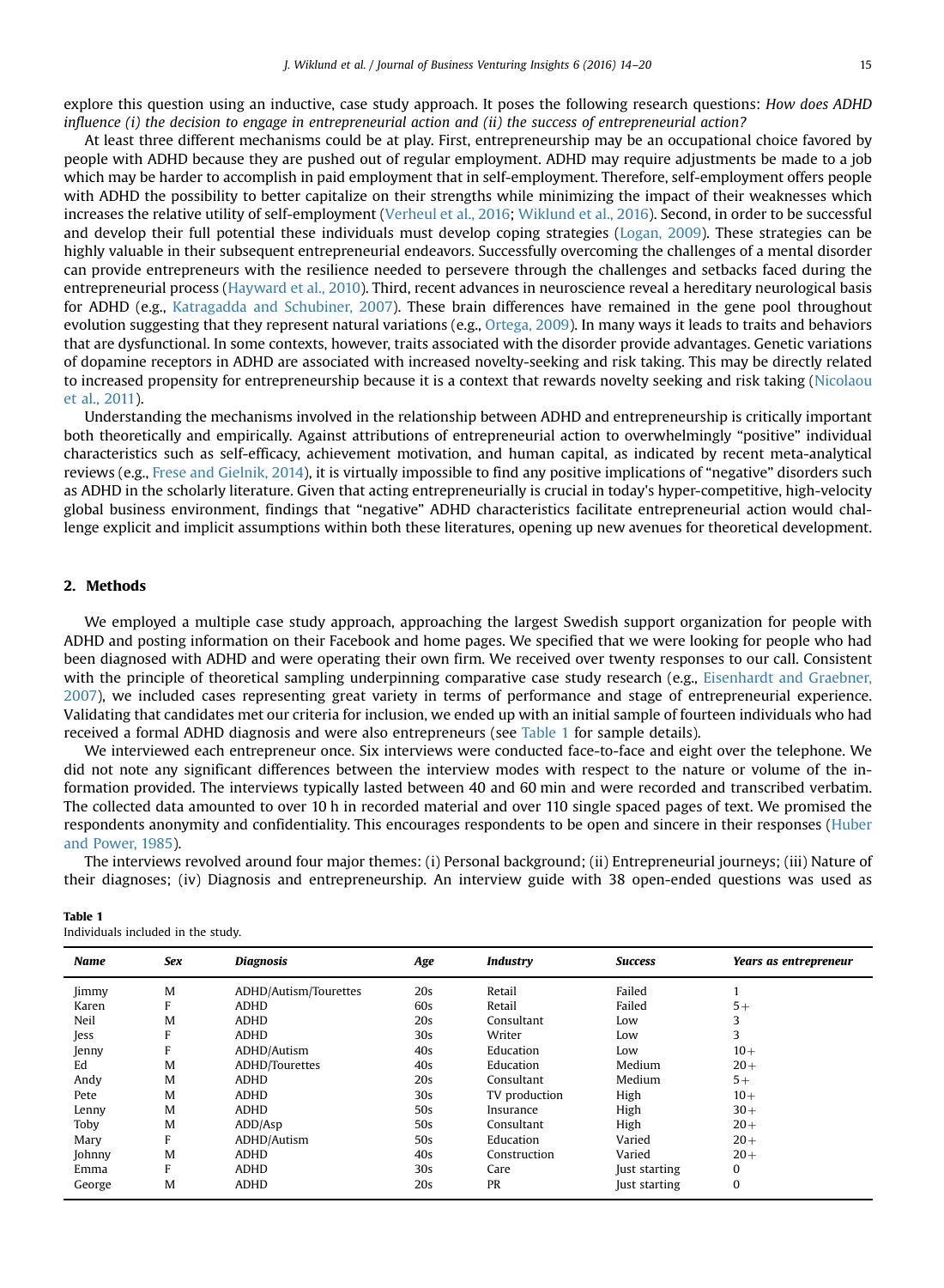explore this question using an inductive, case study approach. It poses the following research questions: *How does ADHD influence (i) the decision to engage in entrepreneurial action and (ii) the success of entrepreneurial action?*

At least three different mechanisms could be at play. First, entrepreneurship may be an occupational choice favored by people with ADHD because they are pushed out of regular employment. ADHD may require adjustments be made to a job which may be harder to accomplish in paid employment that in self-employment. Therefore, self-employment offers people with ADHD the possibility to better capitalize on their strengths while minimizing the impact of their weaknesses which increases the relative utility of self-employment (Verheul et al., 2016; Wiklund et al., 2016). Second, in order to be successful and develop their full potential these individuals must develop coping strategies (Logan, 2009). These strategies can be highly valuable in their subsequent entrepreneurial endeavors. Successfully overcoming the challenges of a mental disorder can provide entrepreneurs with the resilience needed to persevere through the challenges and setbacks faced during the entrepreneurial process (Hayward et al., 2010). Third, recent advances in neuroscience reveal a hereditary neurological basis for ADHD (e.g., Katragadda and Schubiner, 2007). These brain differences have remained in the gene pool throughout evolution suggesting that they represent natural variations (e.g., Ortega, 2009). In many ways it leads to traits and behaviors that are dysfunctional. In some contexts, however, traits associated with the disorder provide advantages. Genetic variations of dopamine receptors in ADHD are associated with increased novelty-seeking and risk taking. This may be directly related to increased propensity for entrepreneurship because it is a context that rewards novelty seeking and risk taking (Nicolaou et al., 2011).

Understanding the mechanisms involved in the relationship between ADHD and entrepreneurship is critically important both theoretically and empirically. Against attributions of entrepreneurial action to overwhelmingly "positive" individual characteristics such as self-efficacy, achievement motivation, and human capital, as indicated by recent meta-analytical reviews (e.g., Frese and Gielnik, 2014), it is virtually impossible to find any positive implications of "negative" disorders such as ADHD in the scholarly literature. Given that acting entrepreneurially is crucial in today's hyper-competitive, high-velocity global business environment, findings that "negative" ADHD characteristics facilitate entrepreneurial action would challenge explicit and implicit assumptions within both these literatures, opening up new avenues for theoretical development.

## 2. Methods

We employed a multiple case study approach, approaching the largest Swedish support organization for people with ADHD and posting information on their Facebook and home pages. We specified that we were looking for people who had been diagnosed with ADHD and were operating their own firm. We received over twenty responses to our call. Consistent with the principle of theoretical sampling underpinning comparative case study research (e.g., Eisenhardt and Graebner, 2007), we included cases representing great variety in terms of performance and stage of entrepreneurial experience. Validating that candidates met our criteria for inclusion, we ended up with an initial sample of fourteen individuals who had received a formal ADHD diagnosis and were also entrepreneurs (see Table 1 for sample details).

We interviewed each entrepreneur once. Six interviews were conducted face-to-face and eight over the telephone. We did not note any significant differences between the interview modes with respect to the nature or volume of the information provided. The interviews typically lasted between 40 and 60 min and were recorded and transcribed verbatim. The collected data amounted to over 10 h in recorded material and over 110 single spaced pages of text. We promised the respondents anonymity and confidentiality. This encourages respondents to be open and sincere in their responses (Huber and Power, 1985).

The interviews revolved around four major themes: (i) Personal background; (ii) Entrepreneurial journeys; (iii) Nature of their diagnoses; (iv) Diagnosis and entrepreneurship. An interview guide with 38 open-ended questions was used as

**Table 1**
Individuals included in the study.

| *Name* | *Sex* | *Diagnosis* | *Age* | *Industry* | *Success* | *Years as entrepreneur* |
|---|---|---|---|---|---|---|
| Jimmy | M | ADHD/Autism/Tourettes | 20s | Retail | Failed | 1 |
| Karen | F | ADHD | 60s | Retail | Failed | 5+ |
| Neil | M | ADHD | 20s | Consultant | Low | 3 |
| Jess | F | ADHD | 30s | Writer | Low | 3 |
| Jenny | F | ADHD/Autism | 40s | Education | Low | 10+ |
| Ed | M | ADHD/Tourettes | 40s | Education | Medium | 20+ |
| Andy | M | ADHD | 20s | Consultant | Medium | 5+ |
| Pete | M | ADHD | 30s | TV production | High | 10+ |
| Lenny | M | ADHD | 50s | Insurance | High | 30+ |
| Toby | M | ADD/Asp | 50s | Consultant | High | 20+ |
| Mary | F | ADHD/Autism | 50s | Education | Varied | 20+ |
| Johnny | M | ADHD | 40s | Construction | Varied | 20+ |
| Emma | F | ADHD | 30s | Care | Just starting | 0 |
| George | M | ADHD | 20s | PR | Just starting | 0 |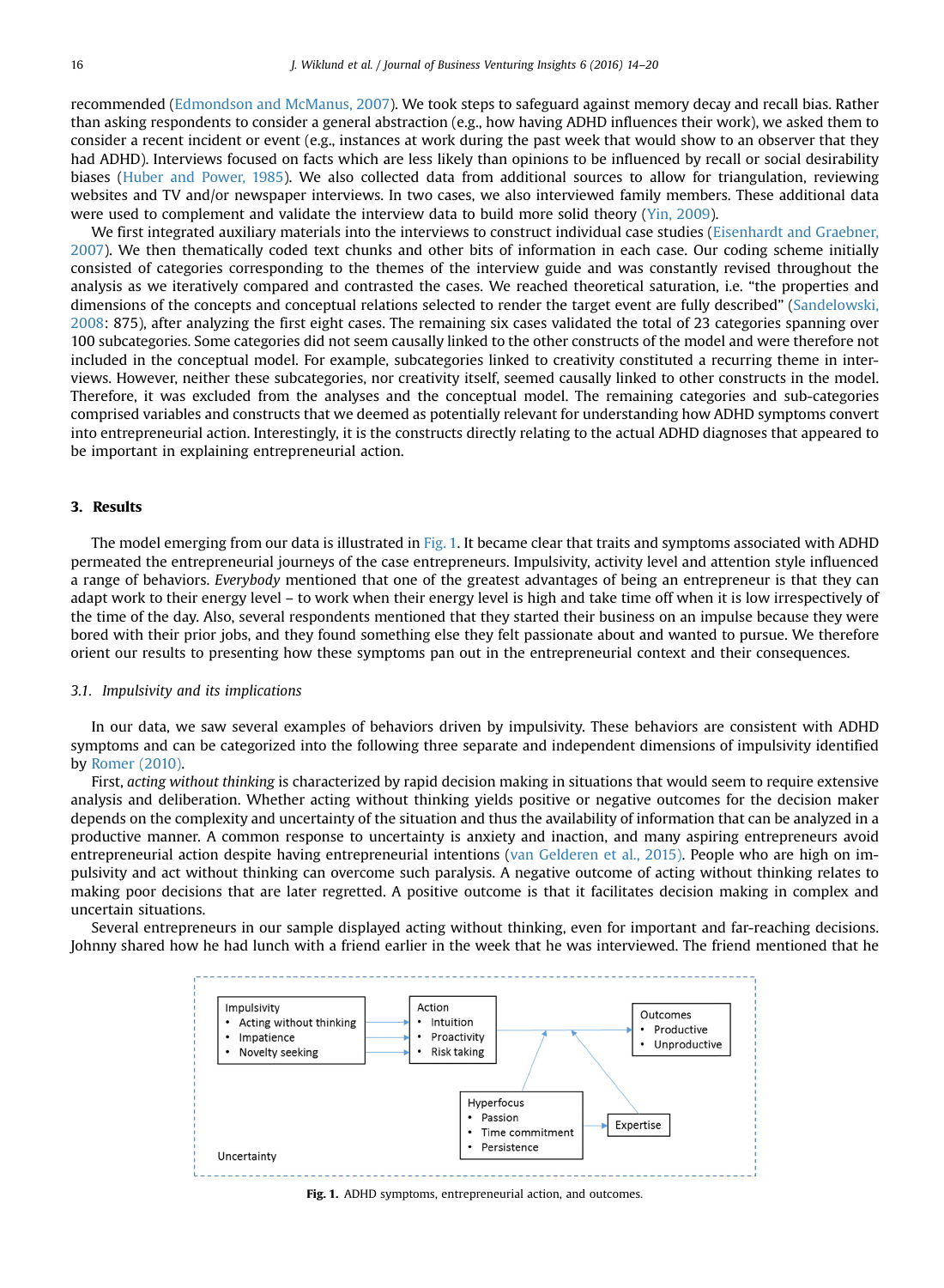recommended (Edmondson and McManus, 2007). We took steps to safeguard against memory decay and recall bias. Rather than asking respondents to consider a general abstraction (e.g., how having ADHD influences their work), we asked them to consider a recent incident or event (e.g., instances at work during the past week that would show to an observer that they had ADHD). Interviews focused on facts which are less likely than opinions to be influenced by recall or social desirability biases (Huber and Power, 1985). We also collected data from additional sources to allow for triangulation, reviewing websites and TV and/or newspaper interviews. In two cases, we also interviewed family members. These additional data were used to complement and validate the interview data to build more solid theory (Yin, 2009).

We first integrated auxiliary materials into the interviews to construct individual case studies (Eisenhardt and Graebner, 2007). We then thematically coded text chunks and other bits of information in each case. Our coding scheme initially consisted of categories corresponding to the themes of the interview guide and was constantly revised throughout the analysis as we iteratively compared and contrasted the cases. We reached theoretical saturation, i.e. "the properties and dimensions of the concepts and conceptual relations selected to render the target event are fully described" (Sandelowski, 2008: 875), after analyzing the first eight cases. The remaining six cases validated the total of 23 categories spanning over 100 subcategories. Some categories did not seem causally linked to the other constructs of the model and were therefore not included in the conceptual model. For example, subcategories linked to creativity constituted a recurring theme in interviews. However, neither these subcategories, nor creativity itself, seemed causally linked to other constructs in the model. Therefore, it was excluded from the analyses and the conceptual model. The remaining categories and sub-categories comprised variables and constructs that we deemed as potentially relevant for understanding how ADHD symptoms convert into entrepreneurial action. Interestingly, it is the constructs directly relating to the actual ADHD diagnoses that appeared to be important in explaining entrepreneurial action.

## 3. Results

The model emerging from our data is illustrated in Fig. 1. It became clear that traits and symptoms associated with ADHD permeated the entrepreneurial journeys of the case entrepreneurs. Impulsivity, activity level and attention style influenced a range of behaviors. *Everybody* mentioned that one of the greatest advantages of being an entrepreneur is that they can adapt work to their energy level – to work when their energy level is high and take time off when it is low irrespectively of the time of the day. Also, several respondents mentioned that they started their business on an impulse because they were bored with their prior jobs, and they found something else they felt passionate about and wanted to pursue. We therefore orient our results to presenting how these symptoms pan out in the entrepreneurial context and their consequences.

### 3.1. Impulsivity and its implications

In our data, we saw several examples of behaviors driven by impulsivity. These behaviors are consistent with ADHD symptoms and can be categorized into the following three separate and independent dimensions of impulsivity identified by Romer (2010).

First, *acting without thinking* is characterized by rapid decision making in situations that would seem to require extensive analysis and deliberation. Whether acting without thinking yields positive or negative outcomes for the decision maker depends on the complexity and uncertainty of the situation and thus the availability of information that can be analyzed in a productive manner. A common response to uncertainty is anxiety and inaction, and many aspiring entrepreneurs avoid entrepreneurial action despite having entrepreneurial intentions (van Gelderen et al., 2015). People who are high on impulsivity and act without thinking can overcome such paralysis. A negative outcome of acting without thinking relates to making poor decisions that are later regretted. A positive outcome is that it facilitates decision making in complex and uncertain situations.

Several entrepreneurs in our sample displayed acting without thinking, even for important and far-reaching decisions. Johnny shared how he had lunch with a friend earlier in the week that he was interviewed. The friend mentioned that he

Impulsivity
- Acting without thinking
- Impatience
- Novelty seeking

Action
- Intuition
- Proactivity
- Risk taking

Outcomes
- Productive
- Unproductive

Hyperfocus
- Passion
- Time commitment
- Persistence

Expertise

Uncertainty

**Fig. 1.** ADHD symptoms, entrepreneurial action, and outcomes.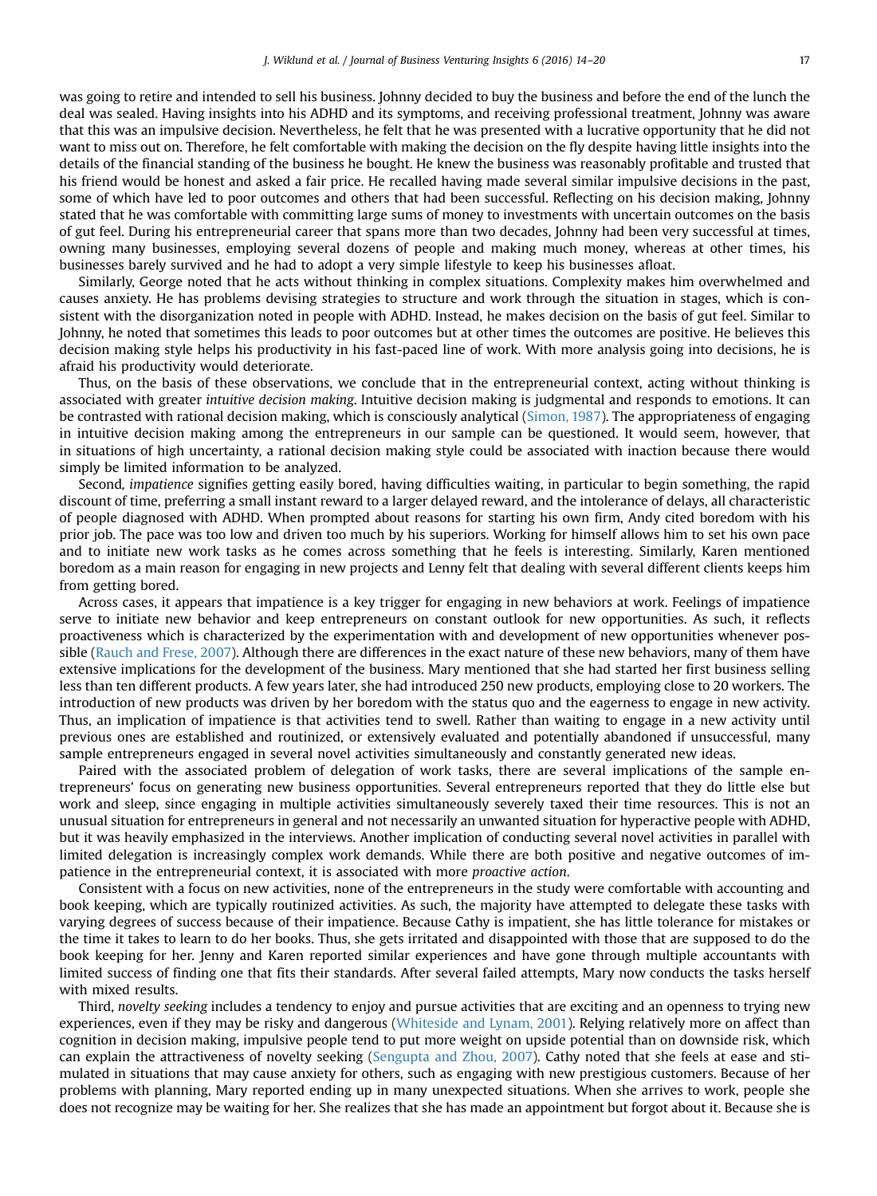was going to retire and intended to sell his business. Johnny decided to buy the business and before the end of the lunch the deal was sealed. Having insights into his ADHD and its symptoms, and receiving professional treatment, Johnny was aware that this was an impulsive decision. Nevertheless, he felt that he was presented with a lucrative opportunity that he did not want to miss out on. Therefore, he felt comfortable with making the decision on the fly despite having little insights into the details of the financial standing of the business he bought. He knew the business was reasonably profitable and trusted that his friend would be honest and asked a fair price. He recalled having made several similar impulsive decisions in the past, some of which have led to poor outcomes and others that had been successful. Reflecting on his decision making, Johnny stated that he was comfortable with committing large sums of money to investments with uncertain outcomes on the basis of gut feel. During his entrepreneurial career that spans more than two decades, Johnny had been very successful at times, owning many businesses, employing several dozens of people and making much money, whereas at other times, his businesses barely survived and he had to adopt a very simple lifestyle to keep his businesses afloat.

Similarly, George noted that he acts without thinking in complex situations. Complexity makes him overwhelmed and causes anxiety. He has problems devising strategies to structure and work through the situation in stages, which is consistent with the disorganization noted in people with ADHD. Instead, he makes decision on the basis of gut feel. Similar to Johnny, he noted that sometimes this leads to poor outcomes but at other times the outcomes are positive. He believes this decision making style helps his productivity in his fast-paced line of work. With more analysis going into decisions, he is afraid his productivity would deteriorate.

Thus, on the basis of these observations, we conclude that in the entrepreneurial context, acting without thinking is associated with greater *intuitive decision making*. Intuitive decision making is judgmental and responds to emotions. It can be contrasted with rational decision making, which is consciously analytical (Simon, 1987). The appropriateness of engaging in intuitive decision making among the entrepreneurs in our sample can be questioned. It would seem, however, that in situations of high uncertainty, a rational decision making style could be associated with inaction because there would simply be limited information to be analyzed.

Second, *impatience* signifies getting easily bored, having difficulties waiting, in particular to begin something, the rapid discount of time, preferring a small instant reward to a larger delayed reward, and the intolerance of delays, all characteristic of people diagnosed with ADHD. When prompted about reasons for starting his own firm, Andy cited boredom with his prior job. The pace was too low and driven too much by his superiors. Working for himself allows him to set his own pace and to initiate new work tasks as he comes across something that he feels is interesting. Similarly, Karen mentioned boredom as a main reason for engaging in new projects and Lenny felt that dealing with several different clients keeps him from getting bored.

Across cases, it appears that impatience is a key trigger for engaging in new behaviors at work. Feelings of impatience serve to initiate new behavior and keep entrepreneurs on constant outlook for new opportunities. As such, it reflects proactiveness which is characterized by the experimentation with and development of new opportunities whenever possible (Rauch and Frese, 2007). Although there are differences in the exact nature of these new behaviors, many of them have extensive implications for the development of the business. Mary mentioned that she had started her first business selling less than ten different products. A few years later, she had introduced 250 new products, employing close to 20 workers. The introduction of new products was driven by her boredom with the status quo and the eagerness to engage in new activity. Thus, an implication of impatience is that activities tend to swell. Rather than waiting to engage in a new activity until previous ones are established and routinized, or extensively evaluated and potentially abandoned if unsuccessful, many sample entrepreneurs engaged in several novel activities simultaneously and constantly generated new ideas.

Paired with the associated problem of delegation of work tasks, there are several implications of the sample entrepreneurs' focus on generating new business opportunities. Several entrepreneurs reported that they do little else but work and sleep, since engaging in multiple activities simultaneously severely taxed their time resources. This is not an unusual situation for entrepreneurs in general and not necessarily an unwanted situation for hyperactive people with ADHD, but it was heavily emphasized in the interviews. Another implication of conducting several novel activities in parallel with limited delegation is increasingly complex work demands. While there are both positive and negative outcomes of impatience in the entrepreneurial context, it is associated with more *proactive action*.

Consistent with a focus on new activities, none of the entrepreneurs in the study were comfortable with accounting and book keeping, which are typically routinized activities. As such, the majority have attempted to delegate these tasks with varying degrees of success because of their impatience. Because Cathy is impatient, she has little tolerance for mistakes or the time it takes to learn to do her books. Thus, she gets irritated and disappointed with those that are supposed to do the book keeping for her. Jenny and Karen reported similar experiences and have gone through multiple accountants with limited success of finding one that fits their standards. After several failed attempts, Mary now conducts the tasks herself with mixed results.

Third, *novelty seeking* includes a tendency to enjoy and pursue activities that are exciting and an openness to trying new experiences, even if they may be risky and dangerous (Whiteside and Lynam, 2001). Relying relatively more on affect than cognition in decision making, impulsive people tend to put more weight on upside potential than on downside risk, which can explain the attractiveness of novelty seeking (Sengupta and Zhou, 2007). Cathy noted that she feels at ease and stimulated in situations that may cause anxiety for others, such as engaging with new prestigious customers. Because of her problems with planning, Mary reported ending up in many unexpected situations. When she arrives to work, people she does not recognize may be waiting for her. She realizes that she has made an appointment but forgot about it. Because she is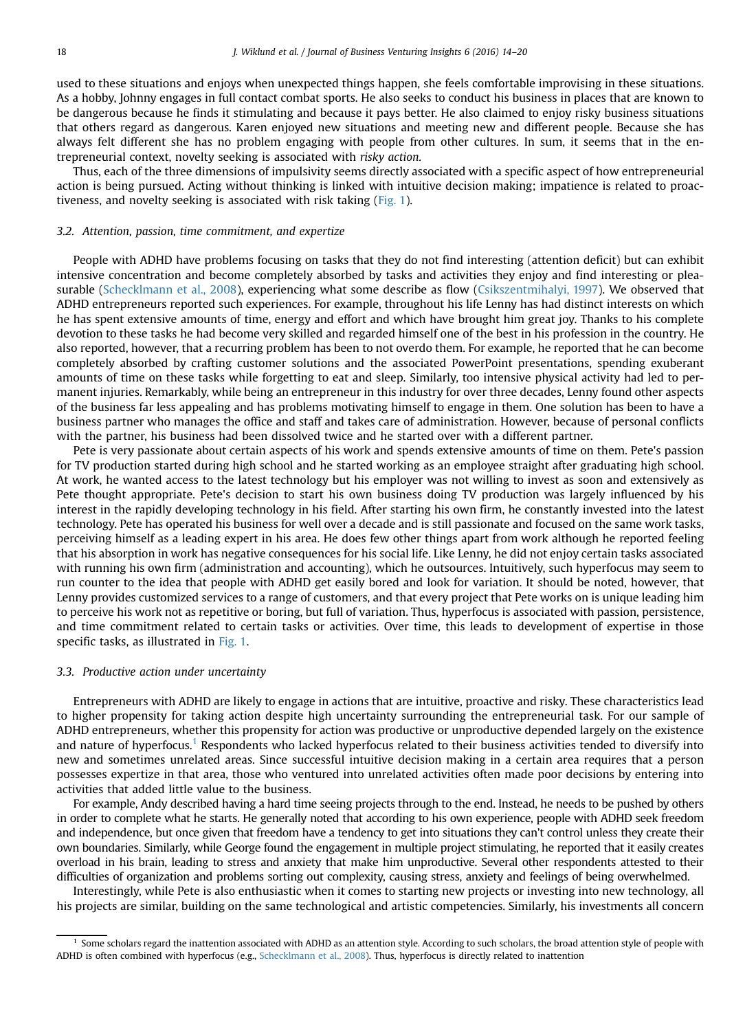used to these situations and enjoys when unexpected things happen, she feels comfortable improvising in these situations. As a hobby, Johnny engages in full contact combat sports. He also seeks to conduct his business in places that are known to be dangerous because he finds it stimulating and because it pays better. He also claimed to enjoy risky business situations that others regard as dangerous. Karen enjoyed new situations and meeting new and different people. Because she has always felt different she has no problem engaging with people from other cultures. In sum, it seems that in the entrepreneurial context, novelty seeking is associated with *risky action*.

Thus, each of the three dimensions of impulsivity seems directly associated with a specific aspect of how entrepreneurial action is being pursued. Acting without thinking is linked with intuitive decision making; impatience is related to proactiveness, and novelty seeking is associated with risk taking (Fig. 1).

### 3.2. Attention, passion, time commitment, and expertize

People with ADHD have problems focusing on tasks that they do not find interesting (attention deficit) but can exhibit intensive concentration and become completely absorbed by tasks and activities they enjoy and find interesting or pleasurable (Schecklmann et al., 2008), experiencing what some describe as flow (Csikszentmihalyi, 1997). We observed that ADHD entrepreneurs reported such experiences. For example, throughout his life Lenny has had distinct interests on which he has spent extensive amounts of time, energy and effort and which have brought him great joy. Thanks to his complete devotion to these tasks he had become very skilled and regarded himself one of the best in his profession in the country. He also reported, however, that a recurring problem has been to not overdo them. For example, he reported that he can become completely absorbed by crafting customer solutions and the associated PowerPoint presentations, spending exuberant amounts of time on these tasks while forgetting to eat and sleep. Similarly, too intensive physical activity had led to permanent injuries. Remarkably, while being an entrepreneur in this industry for over three decades, Lenny found other aspects of the business far less appealing and has problems motivating himself to engage in them. One solution has been to have a business partner who manages the office and staff and takes care of administration. However, because of personal conflicts with the partner, his business had been dissolved twice and he started over with a different partner.

Pete is very passionate about certain aspects of his work and spends extensive amounts of time on them. Pete's passion for TV production started during high school and he started working as an employee straight after graduating high school. At work, he wanted access to the latest technology but his employer was not willing to invest as soon and extensively as Pete thought appropriate. Pete's decision to start his own business doing TV production was largely influenced by his interest in the rapidly developing technology in his field. After starting his own firm, he constantly invested into the latest technology. Pete has operated his business for well over a decade and is still passionate and focused on the same work tasks, perceiving himself as a leading expert in his area. He does few other things apart from work although he reported feeling that his absorption in work has negative consequences for his social life. Like Lenny, he did not enjoy certain tasks associated with running his own firm (administration and accounting), which he outsources. Intuitively, such hyperfocus may seem to run counter to the idea that people with ADHD get easily bored and look for variation. It should be noted, however, that Lenny provides customized services to a range of customers, and that every project that Pete works on is unique leading him to perceive his work not as repetitive or boring, but full of variation. Thus, hyperfocus is associated with passion, persistence, and time commitment related to certain tasks or activities. Over time, this leads to development of expertise in those specific tasks, as illustrated in Fig. 1.

### 3.3. Productive action under uncertainty

Entrepreneurs with ADHD are likely to engage in actions that are intuitive, proactive and risky. These characteristics lead to higher propensity for taking action despite high uncertainty surrounding the entrepreneurial task. For our sample of ADHD entrepreneurs, whether this propensity for action was productive or unproductive depended largely on the existence and nature of hyperfocus.[1] Respondents who lacked hyperfocus related to their business activities tended to diversify into new and sometimes unrelated areas. Since successful intuitive decision making in a certain area requires that a person possesses expertize in that area, those who ventured into unrelated activities often made poor decisions by entering into activities that added little value to the business.

For example, Andy described having a hard time seeing projects through to the end. Instead, he needs to be pushed by others in order to complete what he starts. He generally noted that according to his own experience, people with ADHD seek freedom and independence, but once given that freedom have a tendency to get into situations they can't control unless they create their own boundaries. Similarly, while George found the engagement in multiple project stimulating, he reported that it easily creates overload in his brain, leading to stress and anxiety that make him unproductive. Several other respondents attested to their difficulties of organization and problems sorting out complexity, causing stress, anxiety and feelings of being overwhelmed.

Interestingly, while Pete is also enthusiastic when it comes to starting new projects or investing into new technology, all his projects are similar, building on the same technological and artistic competencies. Similarly, his investments all concern

[1] Some scholars regard the inattention associated with ADHD as an attention style. According to such scholars, the broad attention style of people with ADHD is often combined with hyperfocus (e.g., Schecklmann et al., 2008). Thus, hyperfocus is directly related to inattention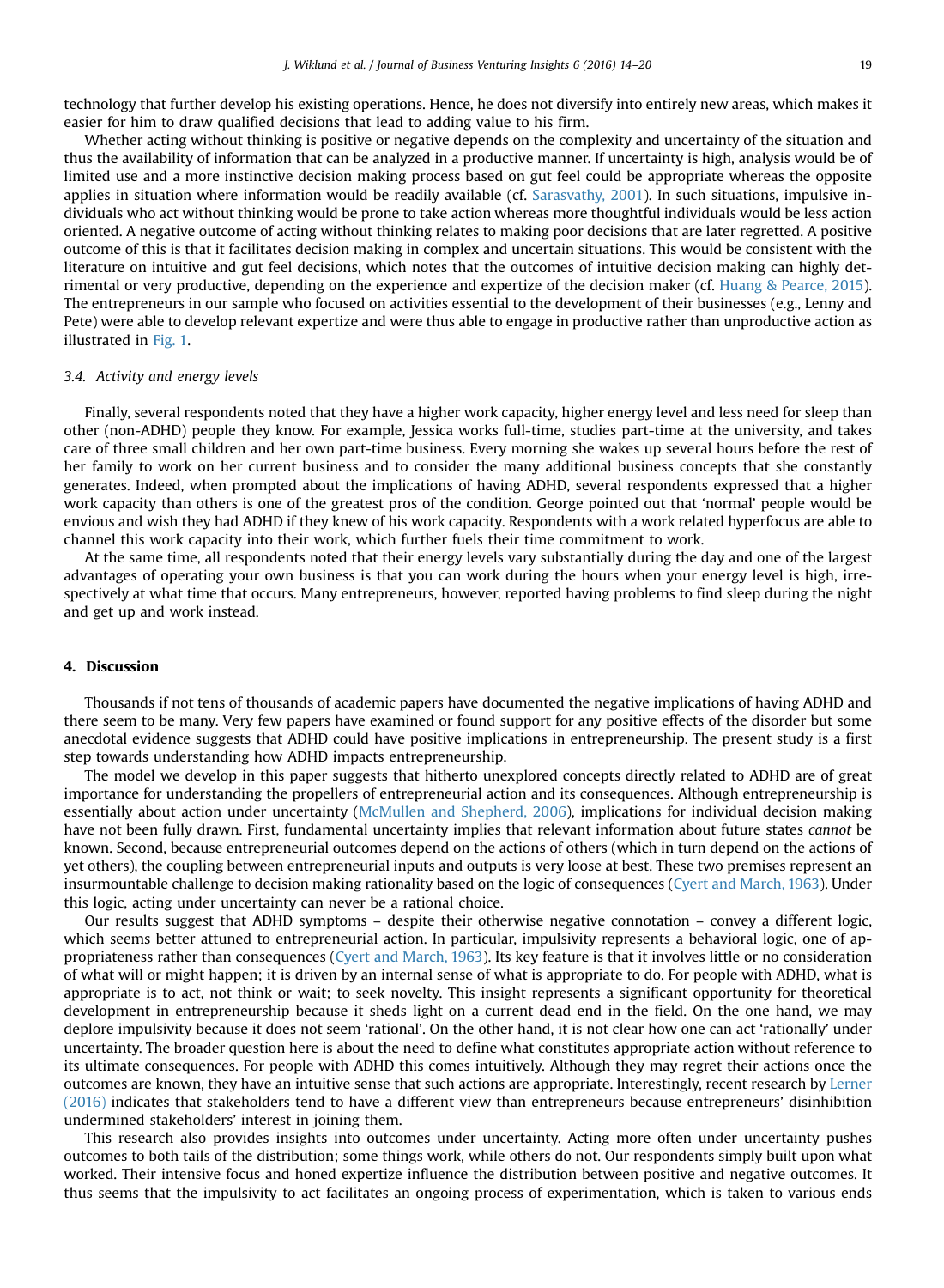technology that further develop his existing operations. Hence, he does not diversify into entirely new areas, which makes it easier for him to draw qualified decisions that lead to adding value to his firm.

Whether acting without thinking is positive or negative depends on the complexity and uncertainty of the situation and thus the availability of information that can be analyzed in a productive manner. If uncertainty is high, analysis would be of limited use and a more instinctive decision making process based on gut feel could be appropriate whereas the opposite applies in situation where information would be readily available (cf. Sarasvathy, 2001). In such situations, impulsive individuals who act without thinking would be prone to take action whereas more thoughtful individuals would be less action oriented. A negative outcome of acting without thinking relates to making poor decisions that are later regretted. A positive outcome of this is that it facilitates decision making in complex and uncertain situations. This would be consistent with the literature on intuitive and gut feel decisions, which notes that the outcomes of intuitive decision making can highly detrimental or very productive, depending on the experience and expertize of the decision maker (cf. Huang & Pearce, 2015). The entrepreneurs in our sample who focused on activities essential to the development of their businesses (e.g., Lenny and Pete) were able to develop relevant expertize and were thus able to engage in productive rather than unproductive action as illustrated in Fig. 1.

### 3.4. Activity and energy levels

Finally, several respondents noted that they have a higher work capacity, higher energy level and less need for sleep than other (non-ADHD) people they know. For example, Jessica works full-time, studies part-time at the university, and takes care of three small children and her own part-time business. Every morning she wakes up several hours before the rest of her family to work on her current business and to consider the many additional business concepts that she constantly generates. Indeed, when prompted about the implications of having ADHD, several respondents expressed that a higher work capacity than others is one of the greatest pros of the condition. George pointed out that 'normal' people would be envious and wish they had ADHD if they knew of his work capacity. Respondents with a work related hyperfocus are able to channel this work capacity into their work, which further fuels their time commitment to work.

At the same time, all respondents noted that their energy levels vary substantially during the day and one of the largest advantages of operating your own business is that you can work during the hours when your energy level is high, irrespectively at what time that occurs. Many entrepreneurs, however, reported having problems to find sleep during the night and get up and work instead.

## 4. Discussion

Thousands if not tens of thousands of academic papers have documented the negative implications of having ADHD and there seem to be many. Very few papers have examined or found support for any positive effects of the disorder but some anecdotal evidence suggests that ADHD could have positive implications in entrepreneurship. The present study is a first step towards understanding how ADHD impacts entrepreneurship.

The model we develop in this paper suggests that hitherto unexplored concepts directly related to ADHD are of great importance for understanding the propellers of entrepreneurial action and its consequences. Although entrepreneurship is essentially about action under uncertainty (McMullen and Shepherd, 2006), implications for individual decision making have not been fully drawn. First, fundamental uncertainty implies that relevant information about future states *cannot* be known. Second, because entrepreneurial outcomes depend on the actions of others (which in turn depend on the actions of yet others), the coupling between entrepreneurial inputs and outputs is very loose at best. These two premises represent an insurmountable challenge to decision making rationality based on the logic of consequences (Cyert and March, 1963). Under this logic, acting under uncertainty can never be a rational choice.

Our results suggest that ADHD symptoms – despite their otherwise negative connotation – convey a different logic, which seems better attuned to entrepreneurial action. In particular, impulsivity represents a behavioral logic, one of appropriateness rather than consequences (Cyert and March, 1963). Its key feature is that it involves little or no consideration of what will or might happen; it is driven by an internal sense of what is appropriate to do. For people with ADHD, what is appropriate is to act, not think or wait; to seek novelty. This insight represents a significant opportunity for theoretical development in entrepreneurship because it sheds light on a current dead end in the field. On the one hand, we may deplore impulsivity because it does not seem 'rational'. On the other hand, it is not clear how one can act 'rationally' under uncertainty. The broader question here is about the need to define what constitutes appropriate action without reference to its ultimate consequences. For people with ADHD this comes intuitively. Although they may regret their actions once the outcomes are known, they have an intuitive sense that such actions are appropriate. Interestingly, recent research by Lerner (2016) indicates that stakeholders tend to have a different view than entrepreneurs because entrepreneurs' disinhibition undermined stakeholders' interest in joining them.

This research also provides insights into outcomes under uncertainty. Acting more often under uncertainty pushes outcomes to both tails of the distribution; some things work, while others do not. Our respondents simply built upon what worked. Their intensive focus and honed expertize influence the distribution between positive and negative outcomes. It thus seems that the impulsivity to act facilitates an ongoing process of experimentation, which is taken to various ends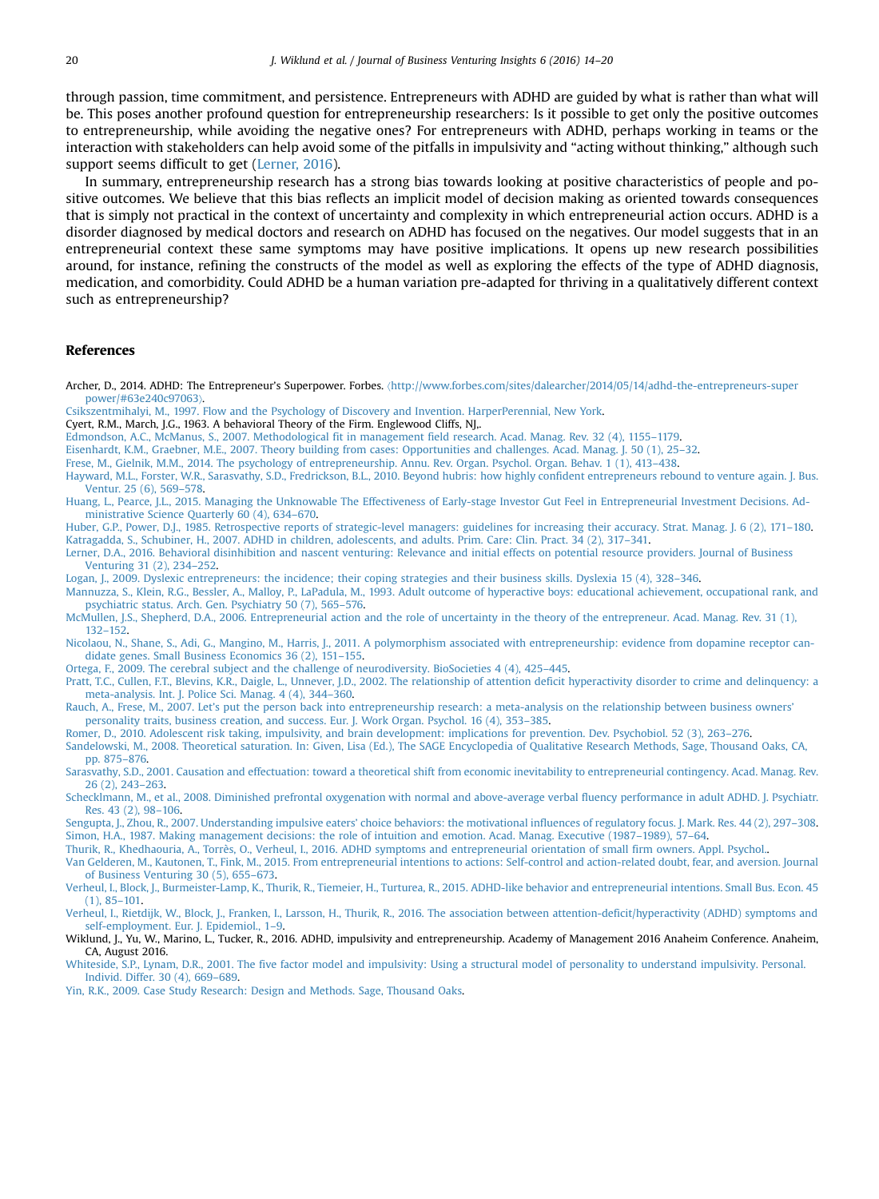through passion, time commitment, and persistence. Entrepreneurs with ADHD are guided by what is rather than what will be. This poses another profound question for entrepreneurship researchers: Is it possible to get only the positive outcomes to entrepreneurship, while avoiding the negative ones? For entrepreneurs with ADHD, perhaps working in teams or the interaction with stakeholders can help avoid some of the pitfalls in impulsivity and "acting without thinking," although such support seems difficult to get (Lerner, 2016).

In summary, entrepreneurship research has a strong bias towards looking at positive characteristics of people and positive outcomes. We believe that this bias reflects an implicit model of decision making as oriented towards consequences that is simply not practical in the context of uncertainty and complexity in which entrepreneurial action occurs. ADHD is a disorder diagnosed by medical doctors and research on ADHD has focused on the negatives. Our model suggests that in an entrepreneurial context these same symptoms may have positive implications. It opens up new research possibilities around, for instance, refining the constructs of the model as well as exploring the effects of the type of ADHD diagnosis, medication, and comorbidity. Could ADHD be a human variation pre-adapted for thriving in a qualitatively different context such as entrepreneurship?

## References

Archer, D., 2014. ADHD: The Entrepreneur's Superpower. Forbes. ⟨http://www.forbes.com/sites/dalearcher/2014/05/14/adhd-the-entrepreneurs-superpower/#63e240c97063⟩.

Csikszentmihalyi, M., 1997. Flow and the Psychology of Discovery and Invention. HarperPerennial, New York.

Cyert, R.M., March, J.G., 1963. A behavioral Theory of the Firm. Englewood Cliffs, NJ,.

Edmondson, A.C., McManus, S., 2007. Methodological fit in management field research. Acad. Manag. Rev. 32 (4), 1155–1179.

Eisenhardt, K.M., Graebner, M.E., 2007. Theory building from cases: Opportunities and challenges. Acad. Manag. J. 50 (1), 25–32.

Frese, M., Gielnik, M.M., 2014. The psychology of entrepreneurship. Annu. Rev. Organ. Psychol. Organ. Behav. 1 (1), 413–438.

Hayward, M.L., Forster, W.R., Sarasvathy, S.D., Fredrickson, B.L., 2010. Beyond hubris: how highly confident entrepreneurs rebound to venture again. J. Bus. Ventur. 25 (6), 569–578.

Huang, L., Pearce, J.L., 2015. Managing the Unknowable The Effectiveness of Early-stage Investor Gut Feel in Entrepreneurial Investment Decisions. Administrative Science Quarterly 60 (4), 634–670.

Huber, G.P., Power, D.J., 1985. Retrospective reports of strategic-level managers: guidelines for increasing their accuracy. Strat. Manag. J. 6 (2), 171–180.

Katragadda, S., Schubiner, H., 2007. ADHD in children, adolescents, and adults. Prim. Care: Clin. Pract. 34 (2), 317–341.

Lerner, D.A., 2016. Behavioral disinhibition and nascent venturing: Relevance and initial effects on potential resource providers. Journal of Business Venturing 31 (2), 234–252.

Logan, J., 2009. Dyslexic entrepreneurs: the incidence; their coping strategies and their business skills. Dyslexia 15 (4), 328–346.

Mannuzza, S., Klein, R.G., Bessler, A., Malloy, P., LaPadula, M., 1993. Adult outcome of hyperactive boys: educational achievement, occupational rank, and psychiatric status. Arch. Gen. Psychiatry 50 (7), 565–576.

McMullen, J.S., Shepherd, D.A., 2006. Entrepreneurial action and the role of uncertainty in the theory of the entrepreneur. Acad. Manag. Rev. 31 (1), 132–152.

Nicolaou, N., Shane, S., Adi, G., Mangino, M., Harris, J., 2011. A polymorphism associated with entrepreneurship: evidence from dopamine receptor candidate genes. Small Business Economics 36 (2), 151–155.

Ortega, F., 2009. The cerebral subject and the challenge of neurodiversity. BioSocieties 4 (4), 425–445.

Pratt, T.C., Cullen, F.T., Blevins, K.R., Daigle, L., Unnever, J.D., 2002. The relationship of attention deficit hyperactivity disorder to crime and delinquency: a meta-analysis. Int. J. Police Sci. Manag. 4 (4), 344–360.

Rauch, A., Frese, M., 2007. Let's put the person back into entrepreneurship research: a meta-analysis on the relationship between business owners' personality traits, business creation, and success. Eur. J. Work Organ. Psychol. 16 (4), 353–385.

Romer, D., 2010. Adolescent risk taking, impulsivity, and brain development: implications for prevention. Dev. Psychobiol. 52 (3), 263–276.

Sandelowski, M., 2008. Theoretical saturation. In: Given, Lisa (Ed.), The SAGE Encyclopedia of Qualitative Research Methods, Sage, Thousand Oaks, CA, pp. 875–876.

Sarasvathy, S.D., 2001. Causation and effectuation: toward a theoretical shift from economic inevitability to entrepreneurial contingency. Acad. Manag. Rev. 26 (2), 243–263.

Schecklmann, M., et al., 2008. Diminished prefrontal oxygenation with normal and above-average verbal fluency performance in adult ADHD. J. Psychiatr. Res. 43 (2), 98–106.

Sengupta, J., Zhou, R., 2007. Understanding impulsive eaters' choice behaviors: the motivational influences of regulatory focus. J. Mark. Res. 44 (2), 297–308.

Simon, H.A., 1987. Making management decisions: the role of intuition and emotion. Acad. Manag. Executive (1987–1989), 57–64.

Thurik, R., Khedhaouria, A., Torrès, O., Verheul, I., 2016. ADHD symptoms and entrepreneurial orientation of small firm owners. Appl. Psychol..

Van Gelderen, M., Kautonen, T., Fink, M., 2015. From entrepreneurial intentions to actions: Self-control and action-related doubt, fear, and aversion. Journal of Business Venturing 30 (5), 655–673.

Verheul, I., Block, J., Burmeister-Lamp, K., Thurik, R., Tiemeier, H., Turturea, R., 2015. ADHD-like behavior and entrepreneurial intentions. Small Bus. Econ. 45 (1), 85–101.

Verheul, I., Rietdijk, W., Block, J., Franken, I., Larsson, H., Thurik, R., 2016. The association between attention-deficit/hyperactivity (ADHD) symptoms and self-employment. Eur. J. Epidemiol., 1–9.

Wiklund, J., Yu, W., Marino, L., Tucker, R., 2016. ADHD, impulsivity and entrepreneurship. Academy of Management 2016 Anaheim Conference. Anaheim, CA, August 2016.

Whiteside, S.P., Lynam, D.R., 2001. The five factor model and impulsivity: Using a structural model of personality to understand impulsivity. Personal. Individ. Differ. 30 (4), 669–689.

Yin, R.K., 2009. Case Study Research: Design and Methods. Sage, Thousand Oaks.